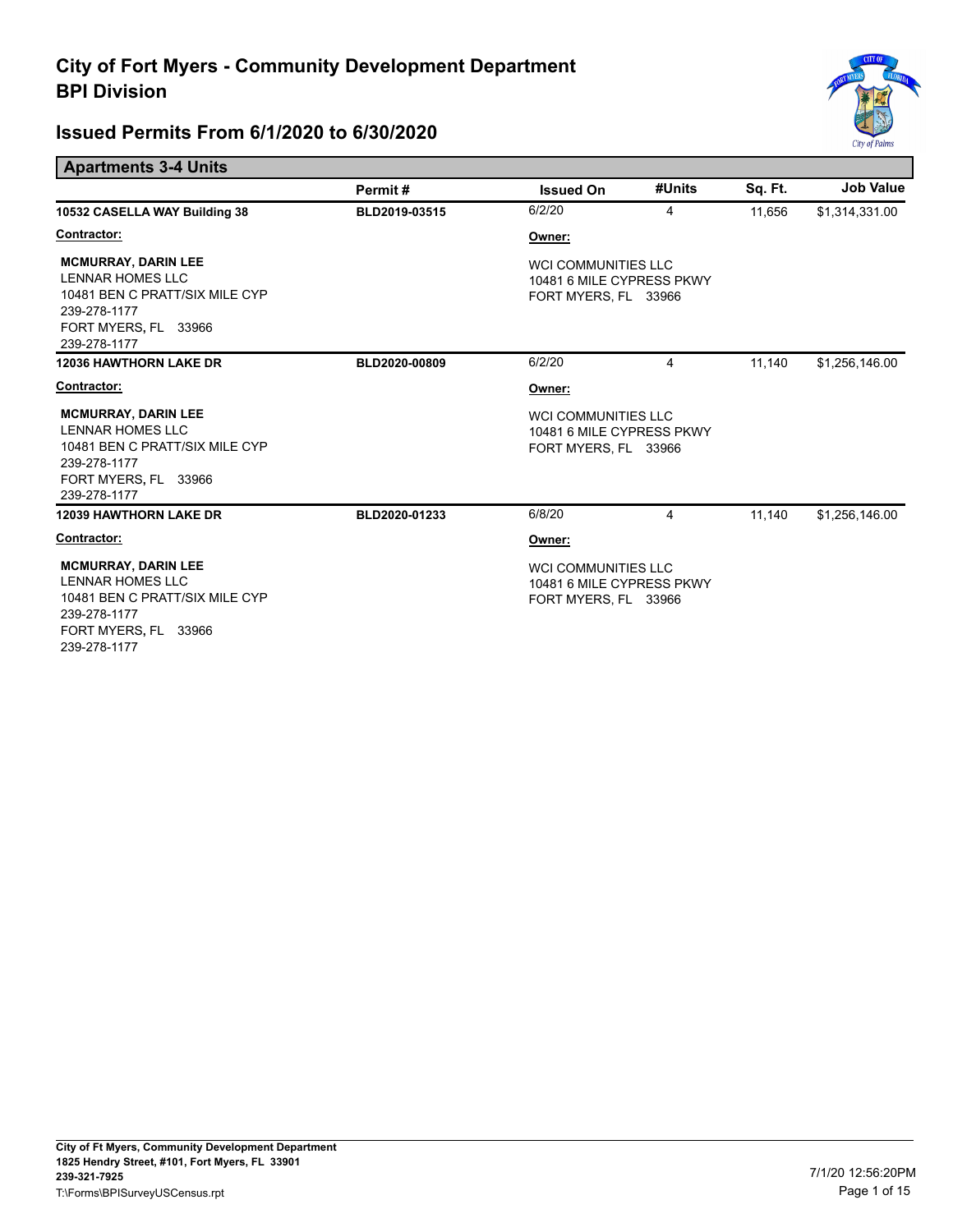# City of Fort Myers - Community Development Department
# BPI Division

## Issued Permits From 6/1/2020 to 6/30/2020

### Apartments 3-4 Units

| | Permit # | Issued On | #Units | Sq. Ft. | Job Value |
|---|---|---|---|---|---|
| **10532 CASELLA WAY Building 38** | **BLD2019-03515** | 6/2/20 | 4 | 11,656 | $1,314,331.00 |

**Contractor:**

**MCMURRAY, DARIN LEE**
LENNAR HOMES LLC
10481 BEN C PRATT/SIX MILE CYP
239-278-1177
FORT MYERS, FL 33966
239-278-1177

**Owner:**

WCI COMMUNITIES LLC
10481 6 MILE CYPRESS PKWY
FORT MYERS, FL 33966

| | Permit # | Issued On | #Units | Sq. Ft. | Job Value |
|---|---|---|---|---|---|
| **12036 HAWTHORN LAKE DR** | **BLD2020-00809** | 6/2/20 | 4 | 11,140 | $1,256,146.00 |

**Contractor:**

**MCMURRAY, DARIN LEE**
LENNAR HOMES LLC
10481 BEN C PRATT/SIX MILE CYP
239-278-1177
FORT MYERS, FL 33966
239-278-1177

**Owner:**

WCI COMMUNITIES LLC
10481 6 MILE CYPRESS PKWY
FORT MYERS, FL 33966

| | Permit # | Issued On | #Units | Sq. Ft. | Job Value |
|---|---|---|---|---|---|
| **12039 HAWTHORN LAKE DR** | **BLD2020-01233** | 6/8/20 | 4 | 11,140 | $1,256,146.00 |

**Contractor:**

**MCMURRAY, DARIN LEE**
LENNAR HOMES LLC
10481 BEN C PRATT/SIX MILE CYP
239-278-1177
FORT MYERS, FL 33966
239-278-1177

**Owner:**

WCI COMMUNITIES LLC
10481 6 MILE CYPRESS PKWY
FORT MYERS, FL 33966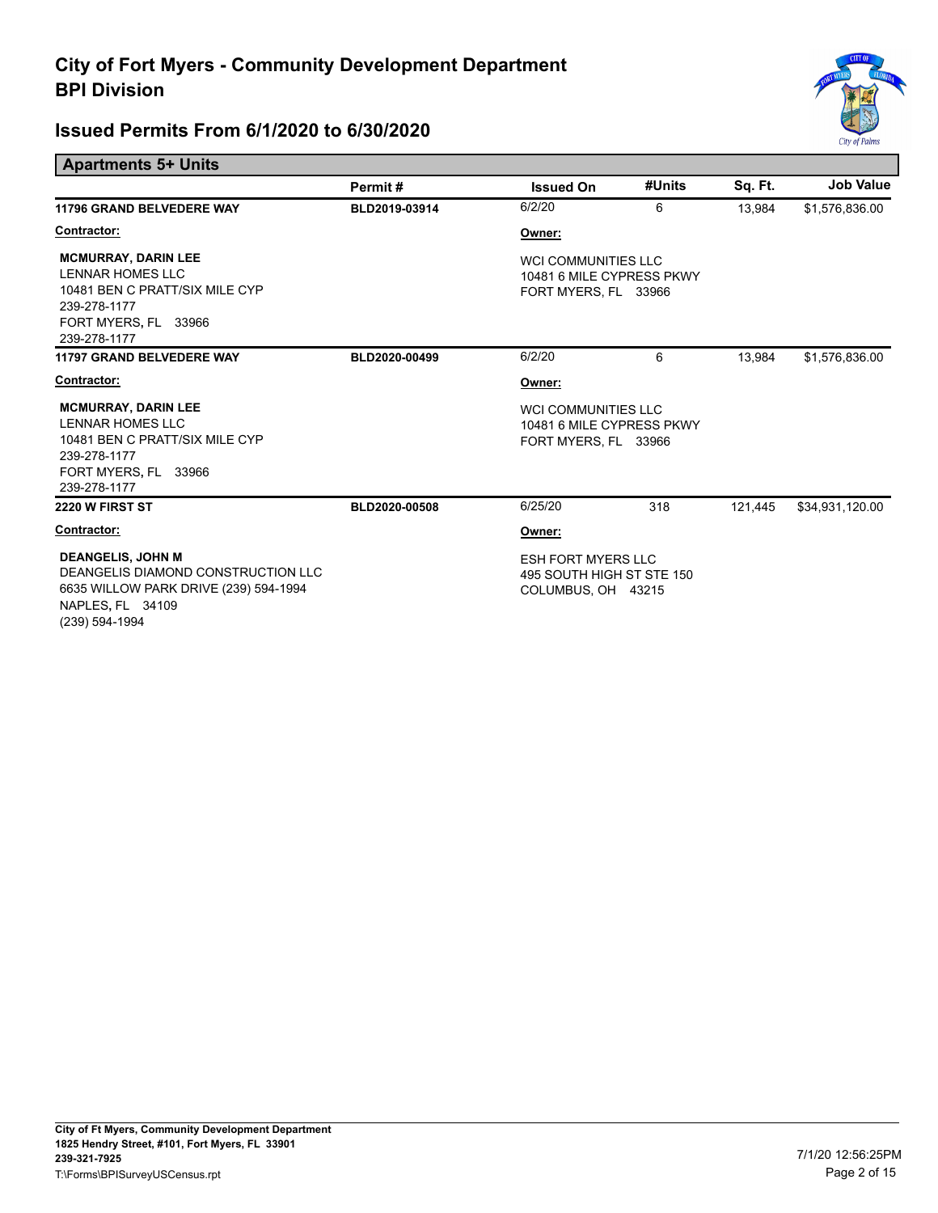# City of Fort Myers - Community Development Department
# BPI Division

## Issued Permits From 6/1/2020 to 6/30/2020

### Apartments 5+ Units

| | Permit # | Issued On | #Units | Sq. Ft. | Job Value |
|---|---|---|---|---|---|
| **11796 GRAND BELVEDERE WAY** | **BLD2019-03914** | 6/2/20 | 6 | 13,984 | $1,576,836.00 |

**Contractor:**

**MCMURRAY, DARIN LEE**
LENNAR HOMES LLC
10481 BEN C PRATT/SIX MILE CYP
239-278-1177
FORT MYERS, FL 33966
239-278-1177

**Owner:**

WCI COMMUNITIES LLC
10481 6 MILE CYPRESS PKWY
FORT MYERS, FL 33966

| | Permit # | Issued On | #Units | Sq. Ft. | Job Value |
|---|---|---|---|---|---|
| **11797 GRAND BELVEDERE WAY** | **BLD2020-00499** | 6/2/20 | 6 | 13,984 | $1,576,836.00 |

**Contractor:**

**MCMURRAY, DARIN LEE**
LENNAR HOMES LLC
10481 BEN C PRATT/SIX MILE CYP
239-278-1177
FORT MYERS, FL 33966
239-278-1177

**Owner:**

WCI COMMUNITIES LLC
10481 6 MILE CYPRESS PKWY
FORT MYERS, FL 33966

| | Permit # | Issued On | #Units | Sq. Ft. | Job Value |
|---|---|---|---|---|---|
| **2220 W FIRST ST** | **BLD2020-00508** | 6/25/20 | 318 | 121,445 | $34,931,120.00 |

**Contractor:**

**DEANGELIS, JOHN M**
DEANGELIS DIAMOND CONSTRUCTION LLC
6635 WILLOW PARK DRIVE (239) 594-1994
NAPLES, FL 34109
(239) 594-1994

**Owner:**

ESH FORT MYERS LLC
495 SOUTH HIGH ST STE 150
COLUMBUS, OH 43215

**City of Ft Myers, Community Development Department**
**1825 Hendry Street, #101, Fort Myers, FL 33901**
**239-321-7925**
T:\Forms\BPISurveyUSCensus.rpt

7/1/20 12:56:25PM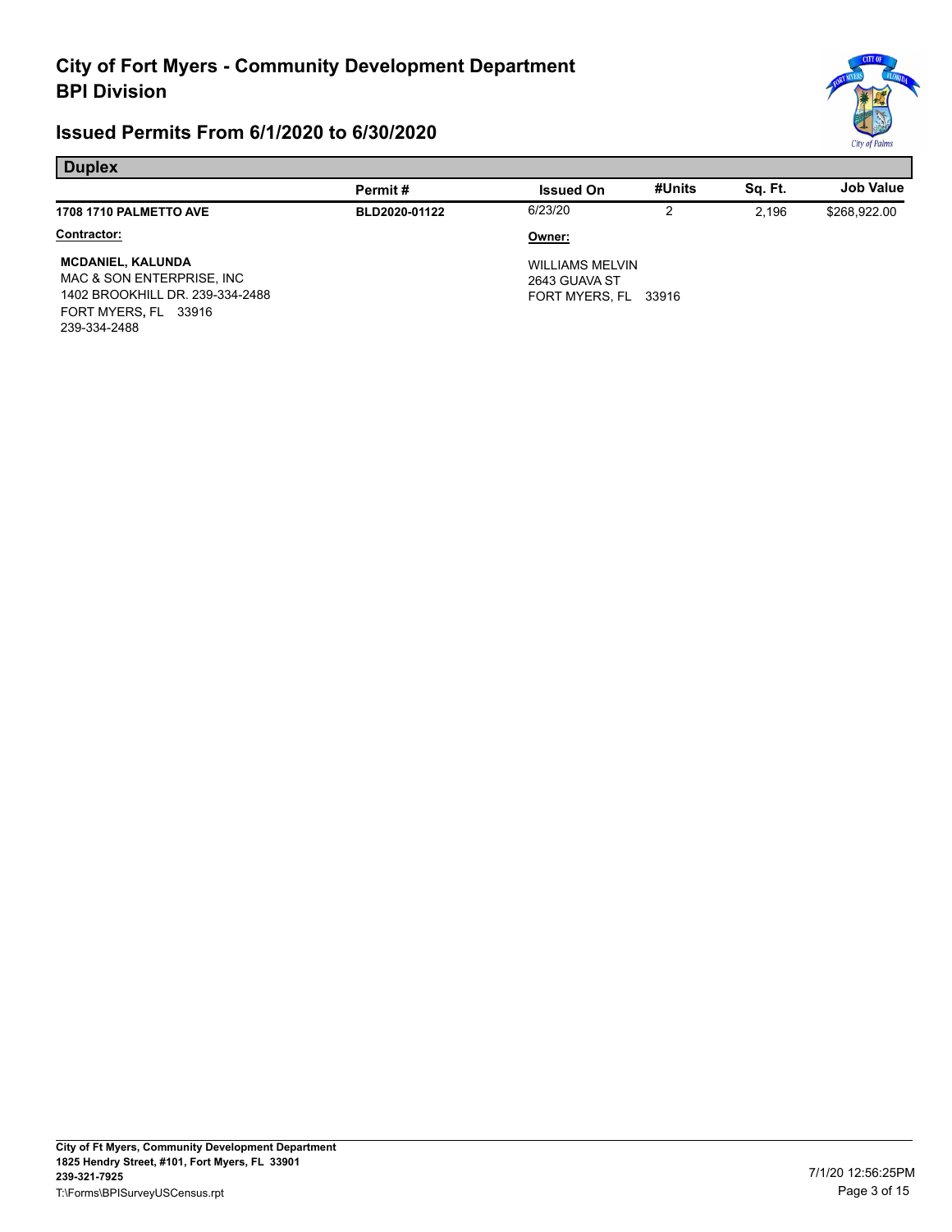# City of Fort Myers - Community Development Department
# BPI Division

## Issued Permits From 6/1/2020 to 6/30/2020

### Duplex

| | Permit # | Issued On | #Units | Sq. Ft. | Job Value |
|---|---|---|---|---|---|
| **1708 1710 PALMETTO AVE** | **BLD2020-01122** | 6/23/20 | 2 | 2,196 | $268,922.00 |

**Contractor:**

**MCDANIEL, KALUNDA**
MAC & SON ENTERPRISE, INC
1402 BROOKHILL DR. 239-334-2488
FORT MYERS, FL 33916
239-334-2488

**Owner:**

WILLIAMS MELVIN
2643 GUAVA ST
FORT MYERS, FL 33916

**City of Ft Myers, Community Development Department**
**1825 Hendry Street, #101, Fort Myers, FL 33901**
**239-321-7925**
T:\Forms\BPISurveyUSCensus.rpt

7/1/20 12:56:25PM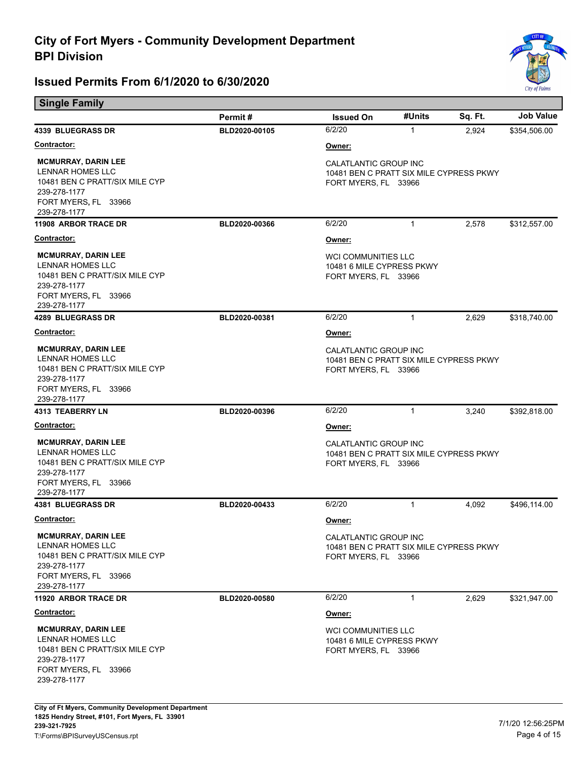# City of Fort Myers - Community Development Department
## BPI Division

### Issued Permits From 6/1/2020 to 6/30/2020

**Single Family**

| | Permit # | Issued On | #Units | Sq. Ft. | Job Value |
|---|---|---|---|---|---|
| **4339 BLUEGRASS DR** | **BLD2020-00105** | 6/2/20 | 1 | 2,924 | $354,506.00 |

**Contractor:**
**MCMURRAY, DARIN LEE**
LENNAR HOMES LLC
10481 BEN C PRATT/SIX MILE CYP
239-278-1177
FORT MYERS, FL 33966
239-278-1177

**Owner:**
CALATLANTIC GROUP INC
10481 BEN C PRATT SIX MILE CYPRESS PKWY
FORT MYERS, FL 33966

| | Permit # | Issued On | #Units | Sq. Ft. | Job Value |
|---|---|---|---|---|---|
| **11908 ARBOR TRACE DR** | **BLD2020-00366** | 6/2/20 | 1 | 2,578 | $312,557.00 |

**Contractor:**
**MCMURRAY, DARIN LEE**
LENNAR HOMES LLC
10481 BEN C PRATT/SIX MILE CYP
239-278-1177
FORT MYERS, FL 33966
239-278-1177

**Owner:**
WCI COMMUNITIES LLC
10481 6 MILE CYPRESS PKWY
FORT MYERS, FL 33966

| | Permit # | Issued On | #Units | Sq. Ft. | Job Value |
|---|---|---|---|---|---|
| **4289 BLUEGRASS DR** | **BLD2020-00381** | 6/2/20 | 1 | 2,629 | $318,740.00 |

**Contractor:**
**MCMURRAY, DARIN LEE**
LENNAR HOMES LLC
10481 BEN C PRATT/SIX MILE CYP
239-278-1177
FORT MYERS, FL 33966
239-278-1177

**Owner:**
CALATLANTIC GROUP INC
10481 BEN C PRATT SIX MILE CYPRESS PKWY
FORT MYERS, FL 33966

| | Permit # | Issued On | #Units | Sq. Ft. | Job Value |
|---|---|---|---|---|---|
| **4313 TEABERRY LN** | **BLD2020-00396** | 6/2/20 | 1 | 3,240 | $392,818.00 |

**Contractor:**
**MCMURRAY, DARIN LEE**
LENNAR HOMES LLC
10481 BEN C PRATT/SIX MILE CYP
239-278-1177
FORT MYERS, FL 33966
239-278-1177

**Owner:**
CALATLANTIC GROUP INC
10481 BEN C PRATT SIX MILE CYPRESS PKWY
FORT MYERS, FL 33966

| | Permit # | Issued On | #Units | Sq. Ft. | Job Value |
|---|---|---|---|---|---|
| **4381 BLUEGRASS DR** | **BLD2020-00433** | 6/2/20 | 1 | 4,092 | $496,114.00 |

**Contractor:**
**MCMURRAY, DARIN LEE**
LENNAR HOMES LLC
10481 BEN C PRATT/SIX MILE CYP
239-278-1177
FORT MYERS, FL 33966
239-278-1177

**Owner:**
CALATLANTIC GROUP INC
10481 BEN C PRATT SIX MILE CYPRESS PKWY
FORT MYERS, FL 33966

| | Permit # | Issued On | #Units | Sq. Ft. | Job Value |
|---|---|---|---|---|---|
| **11920 ARBOR TRACE DR** | **BLD2020-00580** | 6/2/20 | 1 | 2,629 | $321,947.00 |

**Contractor:**
**MCMURRAY, DARIN LEE**
LENNAR HOMES LLC
10481 BEN C PRATT/SIX MILE CYP
239-278-1177
FORT MYERS, FL 33966
239-278-1177

**Owner:**
WCI COMMUNITIES LLC
10481 6 MILE CYPRESS PKWY
FORT MYERS, FL 33966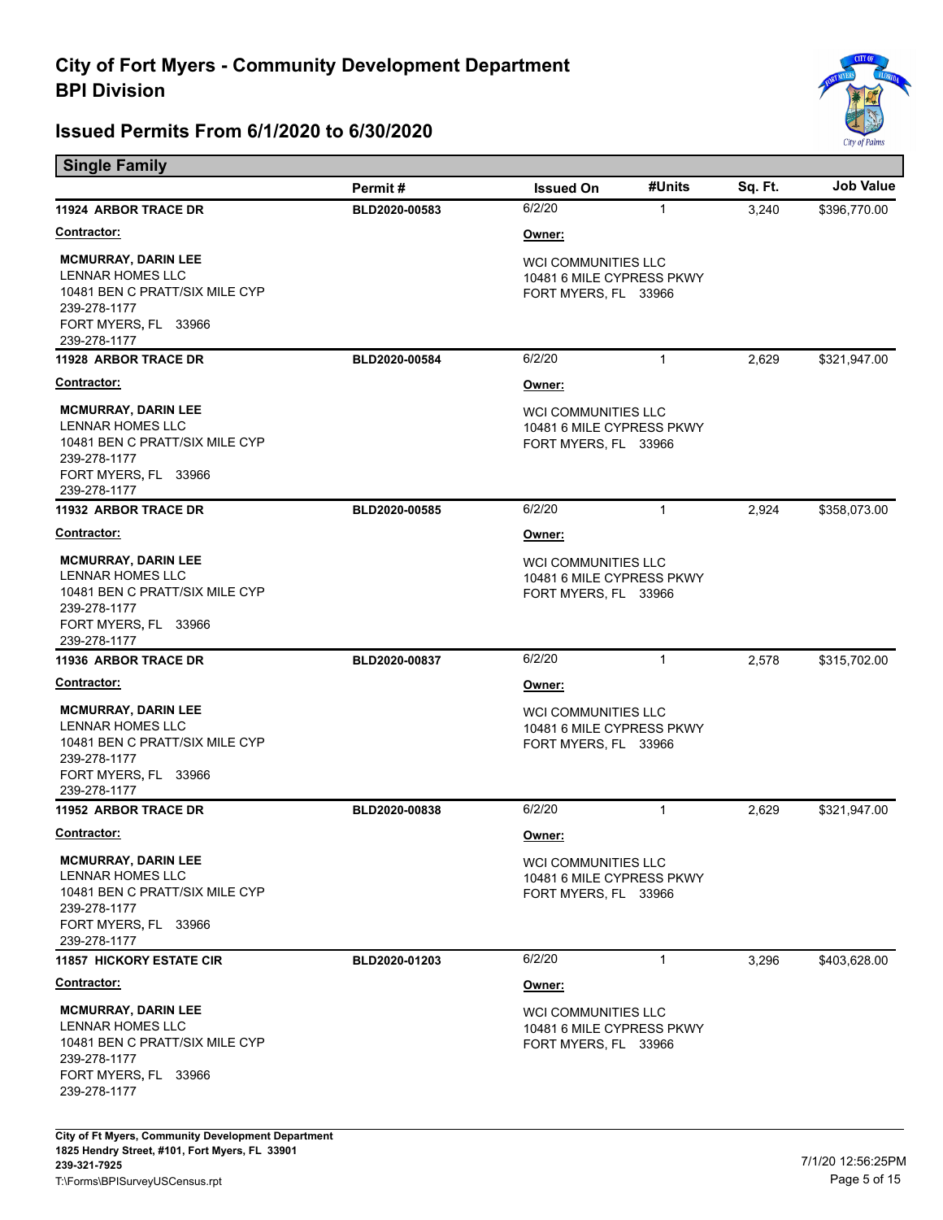# City of Fort Myers - Community Development Department
# BPI Division

## Issued Permits From 6/1/2020 to 6/30/2020

### Single Family

| | Permit # | Issued On | #Units | Sq. Ft. | Job Value |
|---|---|---|---|---|---|
| **11924 ARBOR TRACE DR** | BLD2020-00583 | 6/2/20 | 1 | 3,240 | $396,770.00 |

**Contractor:**
**MCMURRAY, DARIN LEE**
LENNAR HOMES LLC
10481 BEN C PRATT/SIX MILE CYP
239-278-1177
FORT MYERS, FL 33966
239-278-1177

**Owner:**
WCI COMMUNITIES LLC
10481 6 MILE CYPRESS PKWY
FORT MYERS, FL 33966

| | Permit # | Issued On | #Units | Sq. Ft. | Job Value |
|---|---|---|---|---|---|
| **11928 ARBOR TRACE DR** | BLD2020-00584 | 6/2/20 | 1 | 2,629 | $321,947.00 |

**Contractor:**
**MCMURRAY, DARIN LEE**
LENNAR HOMES LLC
10481 BEN C PRATT/SIX MILE CYP
239-278-1177
FORT MYERS, FL 33966
239-278-1177

**Owner:**
WCI COMMUNITIES LLC
10481 6 MILE CYPRESS PKWY
FORT MYERS, FL 33966

| | Permit # | Issued On | #Units | Sq. Ft. | Job Value |
|---|---|---|---|---|---|
| **11932 ARBOR TRACE DR** | BLD2020-00585 | 6/2/20 | 1 | 2,924 | $358,073.00 |

**Contractor:**
**MCMURRAY, DARIN LEE**
LENNAR HOMES LLC
10481 BEN C PRATT/SIX MILE CYP
239-278-1177
FORT MYERS, FL 33966
239-278-1177

**Owner:**
WCI COMMUNITIES LLC
10481 6 MILE CYPRESS PKWY
FORT MYERS, FL 33966

| | Permit # | Issued On | #Units | Sq. Ft. | Job Value |
|---|---|---|---|---|---|
| **11936 ARBOR TRACE DR** | BLD2020-00837 | 6/2/20 | 1 | 2,578 | $315,702.00 |

**Contractor:**
**MCMURRAY, DARIN LEE**
LENNAR HOMES LLC
10481 BEN C PRATT/SIX MILE CYP
239-278-1177
FORT MYERS, FL 33966
239-278-1177

**Owner:**
WCI COMMUNITIES LLC
10481 6 MILE CYPRESS PKWY
FORT MYERS, FL 33966

| | Permit # | Issued On | #Units | Sq. Ft. | Job Value |
|---|---|---|---|---|---|
| **11952 ARBOR TRACE DR** | BLD2020-00838 | 6/2/20 | 1 | 2,629 | $321,947.00 |

**Contractor:**
**MCMURRAY, DARIN LEE**
LENNAR HOMES LLC
10481 BEN C PRATT/SIX MILE CYP
239-278-1177
FORT MYERS, FL 33966
239-278-1177

**Owner:**
WCI COMMUNITIES LLC
10481 6 MILE CYPRESS PKWY
FORT MYERS, FL 33966

| | Permit # | Issued On | #Units | Sq. Ft. | Job Value |
|---|---|---|---|---|---|
| **11857 HICKORY ESTATE CIR** | BLD2020-01203 | 6/2/20 | 1 | 3,296 | $403,628.00 |

**Contractor:**
**MCMURRAY, DARIN LEE**
LENNAR HOMES LLC
10481 BEN C PRATT/SIX MILE CYP
239-278-1177
FORT MYERS, FL 33966
239-278-1177

**Owner:**
WCI COMMUNITIES LLC
10481 6 MILE CYPRESS PKWY
FORT MYERS, FL 33966

City of Ft Myers, Community Development Department
1825 Hendry Street, #101, Fort Myers, FL 33901
239-321-7925
T:\Forms\BPISurveyUSCensus.rpt

7/1/20 12:56:25PM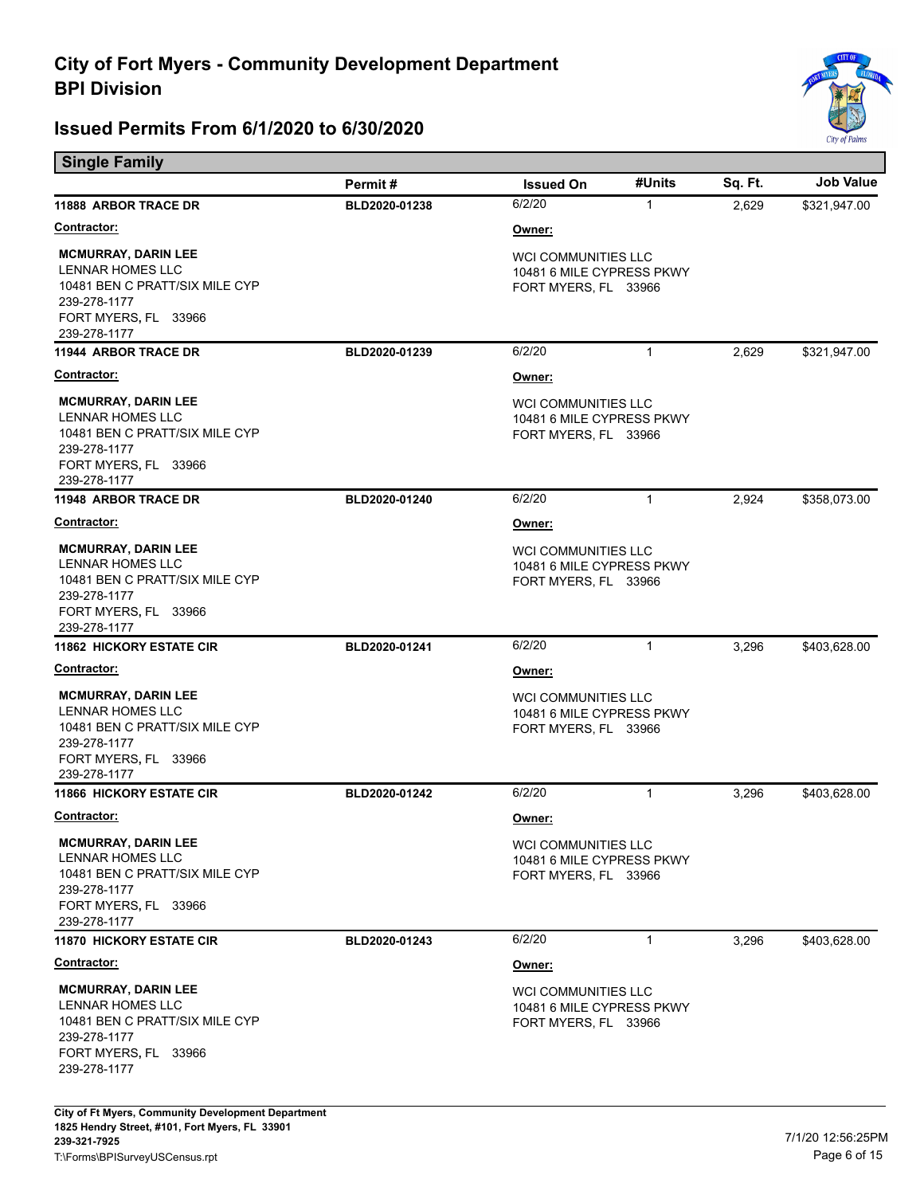# City of Fort Myers - Community Development Department
# BPI Division

## Issued Permits From 6/1/2020 to 6/30/2020

### Single Family

| | Permit # | Issued On | #Units | Sq. Ft. | Job Value |
|---|---|---|---|---|---|
| **11888 ARBOR TRACE DR** | BLD2020-01238 | 6/2/20 | 1 | 2,629 | $321,947.00 |
| **11944 ARBOR TRACE DR** | BLD2020-01239 | 6/2/20 | 1 | 2,629 | $321,947.00 |
| **11948 ARBOR TRACE DR** | BLD2020-01240 | 6/2/20 | 1 | 2,924 | $358,073.00 |
| **11862 HICKORY ESTATE CIR** | BLD2020-01241 | 6/2/20 | 1 | 3,296 | $403,628.00 |
| **11866 HICKORY ESTATE CIR** | BLD2020-01242 | 6/2/20 | 1 | 3,296 | $403,628.00 |
| **11870 HICKORY ESTATE CIR** | BLD2020-01243 | 6/2/20 | 1 | 3,296 | $403,628.00 |

**11888 ARBOR TRACE DR** — BLD2020-01238

**Contractor:**
**MCMURRAY, DARIN LEE**
LENNAR HOMES LLC
10481 BEN C PRATT/SIX MILE CYP
239-278-1177
FORT MYERS, FL 33966
239-278-1177

**Owner:**
WCI COMMUNITIES LLC
10481 6 MILE CYPRESS PKWY
FORT MYERS, FL 33966

**11944 ARBOR TRACE DR** — BLD2020-01239

**Contractor:**
**MCMURRAY, DARIN LEE**
LENNAR HOMES LLC
10481 BEN C PRATT/SIX MILE CYP
239-278-1177
FORT MYERS, FL 33966
239-278-1177

**Owner:**
WCI COMMUNITIES LLC
10481 6 MILE CYPRESS PKWY
FORT MYERS, FL 33966

**11948 ARBOR TRACE DR** — BLD2020-01240

**Contractor:**
**MCMURRAY, DARIN LEE**
LENNAR HOMES LLC
10481 BEN C PRATT/SIX MILE CYP
239-278-1177
FORT MYERS, FL 33966
239-278-1177

**Owner:**
WCI COMMUNITIES LLC
10481 6 MILE CYPRESS PKWY
FORT MYERS, FL 33966

**11862 HICKORY ESTATE CIR** — BLD2020-01241

**Contractor:**
**MCMURRAY, DARIN LEE**
LENNAR HOMES LLC
10481 BEN C PRATT/SIX MILE CYP
239-278-1177
FORT MYERS, FL 33966
239-278-1177

**Owner:**
WCI COMMUNITIES LLC
10481 6 MILE CYPRESS PKWY
FORT MYERS, FL 33966

**11866 HICKORY ESTATE CIR** — BLD2020-01242

**Contractor:**
**MCMURRAY, DARIN LEE**
LENNAR HOMES LLC
10481 BEN C PRATT/SIX MILE CYP
239-278-1177
FORT MYERS, FL 33966
239-278-1177

**Owner:**
WCI COMMUNITIES LLC
10481 6 MILE CYPRESS PKWY
FORT MYERS, FL 33966

**11870 HICKORY ESTATE CIR** — BLD2020-01243

**Contractor:**
**MCMURRAY, DARIN LEE**
LENNAR HOMES LLC
10481 BEN C PRATT/SIX MILE CYP
239-278-1177
FORT MYERS, FL 33966
239-278-1177

**Owner:**
WCI COMMUNITIES LLC
10481 6 MILE CYPRESS PKWY
FORT MYERS, FL 33966

**City of Ft Myers, Community Development Department**
**1825 Hendry Street, #101, Fort Myers, FL 33901**
**239-321-7925**
T:\Forms\BPISurveyUSCensus.rpt

7/1/20 12:56:25PM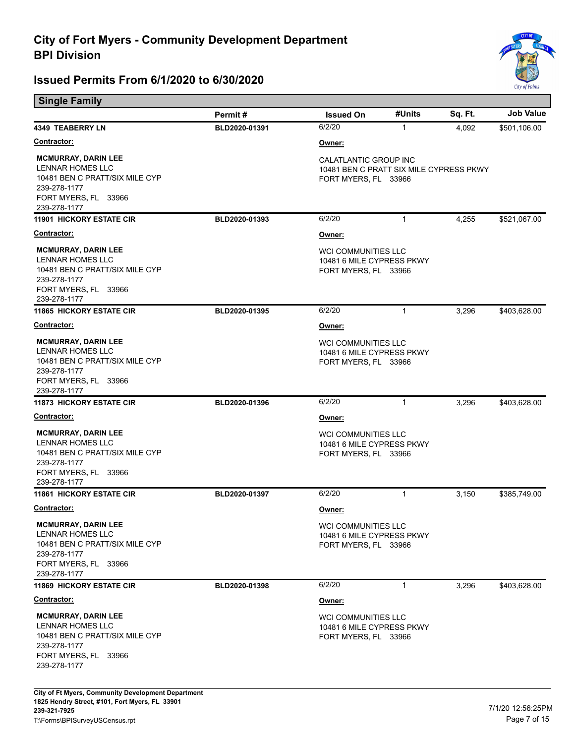# City of Fort Myers - Community Development Department
# BPI Division

## Issued Permits From 6/1/2020 to 6/30/2020

### Single Family

| | Permit # | Issued On | #Units | Sq. Ft. | Job Value |
|---|---|---|---|---|---|
| **4349 TEABERRY LN** | **BLD2020-01391** | 6/2/20 | 1 | 4,092 | $501,106.00 |

**Contractor:**

**MCMURRAY, DARIN LEE**
LENNAR HOMES LLC
10481 BEN C PRATT/SIX MILE CYP
239-278-1177
FORT MYERS, FL 33966
239-278-1177

**Owner:**

CALATLANTIC GROUP INC
10481 BEN C PRATT SIX MILE CYPRESS PKWY
FORT MYERS, FL 33966

| | Permit # | Issued On | #Units | Sq. Ft. | Job Value |
|---|---|---|---|---|---|
| **11901 HICKORY ESTATE CIR** | **BLD2020-01393** | 6/2/20 | 1 | 4,255 | $521,067.00 |

**Contractor:**

**MCMURRAY, DARIN LEE**
LENNAR HOMES LLC
10481 BEN C PRATT/SIX MILE CYP
239-278-1177
FORT MYERS, FL 33966
239-278-1177

**Owner:**

WCI COMMUNITIES LLC
10481 6 MILE CYPRESS PKWY
FORT MYERS, FL 33966

| | Permit # | Issued On | #Units | Sq. Ft. | Job Value |
|---|---|---|---|---|---|
| **11865 HICKORY ESTATE CIR** | **BLD2020-01395** | 6/2/20 | 1 | 3,296 | $403,628.00 |

**Contractor:**

**MCMURRAY, DARIN LEE**
LENNAR HOMES LLC
10481 BEN C PRATT/SIX MILE CYP
239-278-1177
FORT MYERS, FL 33966
239-278-1177

**Owner:**

WCI COMMUNITIES LLC
10481 6 MILE CYPRESS PKWY
FORT MYERS, FL 33966

| | Permit # | Issued On | #Units | Sq. Ft. | Job Value |
|---|---|---|---|---|---|
| **11873 HICKORY ESTATE CIR** | **BLD2020-01396** | 6/2/20 | 1 | 3,296 | $403,628.00 |

**Contractor:**

**MCMURRAY, DARIN LEE**
LENNAR HOMES LLC
10481 BEN C PRATT/SIX MILE CYP
239-278-1177
FORT MYERS, FL 33966
239-278-1177

**Owner:**

WCI COMMUNITIES LLC
10481 6 MILE CYPRESS PKWY
FORT MYERS, FL 33966

| | Permit # | Issued On | #Units | Sq. Ft. | Job Value |
|---|---|---|---|---|---|
| **11861 HICKORY ESTATE CIR** | **BLD2020-01397** | 6/2/20 | 1 | 3,150 | $385,749.00 |

**Contractor:**

**MCMURRAY, DARIN LEE**
LENNAR HOMES LLC
10481 BEN C PRATT/SIX MILE CYP
239-278-1177
FORT MYERS, FL 33966
239-278-1177

**Owner:**

WCI COMMUNITIES LLC
10481 6 MILE CYPRESS PKWY
FORT MYERS, FL 33966

| | Permit # | Issued On | #Units | Sq. Ft. | Job Value |
|---|---|---|---|---|---|
| **11869 HICKORY ESTATE CIR** | **BLD2020-01398** | 6/2/20 | 1 | 3,296 | $403,628.00 |

**Contractor:**

**MCMURRAY, DARIN LEE**
LENNAR HOMES LLC
10481 BEN C PRATT/SIX MILE CYP
239-278-1177
FORT MYERS, FL 33966
239-278-1177

**Owner:**

WCI COMMUNITIES LLC
10481 6 MILE CYPRESS PKWY
FORT MYERS, FL 33966

**City of Ft Myers, Community Development Department**
**1825 Hendry Street, #101, Fort Myers, FL 33901**
**239-321-7925**
T:\Forms\BPISurveyUSCensus.rpt

7/1/20 12:56:25PM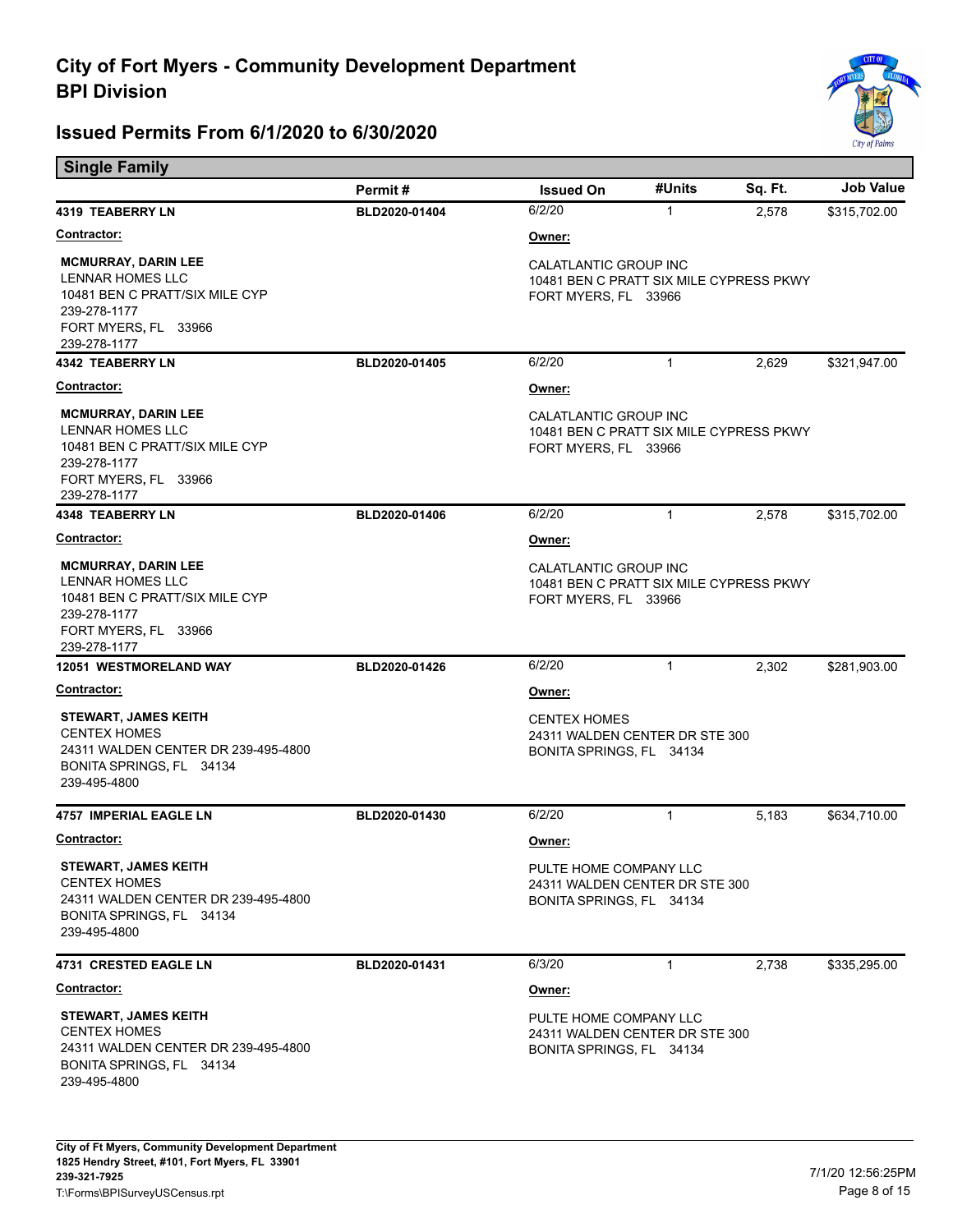# City of Fort Myers - Community Development Department
## BPI Division

## Issued Permits From 6/1/2020 to 6/30/2020

### Single Family

| | Permit # | Issued On | #Units | Sq. Ft. | Job Value |
|---|---|---|---|---|---|
| **4319 TEABERRY LN** | BLD2020-01404 | 6/2/20 | 1 | 2,578 | $315,702.00 |

**Contractor:**

**MCMURRAY, DARIN LEE**
LENNAR HOMES LLC
10481 BEN C PRATT/SIX MILE CYP
239-278-1177
FORT MYERS, FL 33966
239-278-1177

**Owner:**

CALATLANTIC GROUP INC
10481 BEN C PRATT SIX MILE CYPRESS PKWY
FORT MYERS, FL 33966

| | Permit # | Issued On | #Units | Sq. Ft. | Job Value |
|---|---|---|---|---|---|
| **4342 TEABERRY LN** | BLD2020-01405 | 6/2/20 | 1 | 2,629 | $321,947.00 |

**Contractor:**

**MCMURRAY, DARIN LEE**
LENNAR HOMES LLC
10481 BEN C PRATT/SIX MILE CYP
239-278-1177
FORT MYERS, FL 33966
239-278-1177

**Owner:**

CALATLANTIC GROUP INC
10481 BEN C PRATT SIX MILE CYPRESS PKWY
FORT MYERS, FL 33966

| | Permit # | Issued On | #Units | Sq. Ft. | Job Value |
|---|---|---|---|---|---|
| **4348 TEABERRY LN** | BLD2020-01406 | 6/2/20 | 1 | 2,578 | $315,702.00 |

**Contractor:**

**MCMURRAY, DARIN LEE**
LENNAR HOMES LLC
10481 BEN C PRATT/SIX MILE CYP
239-278-1177
FORT MYERS, FL 33966
239-278-1177

**Owner:**

CALATLANTIC GROUP INC
10481 BEN C PRATT SIX MILE CYPRESS PKWY
FORT MYERS, FL 33966

| | Permit # | Issued On | #Units | Sq. Ft. | Job Value |
|---|---|---|---|---|---|
| **12051 WESTMORELAND WAY** | BLD2020-01426 | 6/2/20 | 1 | 2,302 | $281,903.00 |

**Contractor:**

**STEWART, JAMES KEITH**
CENTEX HOMES
24311 WALDEN CENTER DR 239-495-4800
BONITA SPRINGS, FL 34134
239-495-4800

**Owner:**

CENTEX HOMES
24311 WALDEN CENTER DR STE 300
BONITA SPRINGS, FL 34134

| | Permit # | Issued On | #Units | Sq. Ft. | Job Value |
|---|---|---|---|---|---|
| **4757 IMPERIAL EAGLE LN** | BLD2020-01430 | 6/2/20 | 1 | 5,183 | $634,710.00 |

**Contractor:**

**STEWART, JAMES KEITH**
CENTEX HOMES
24311 WALDEN CENTER DR 239-495-4800
BONITA SPRINGS, FL 34134
239-495-4800

**Owner:**

PULTE HOME COMPANY LLC
24311 WALDEN CENTER DR STE 300
BONITA SPRINGS, FL 34134

| | Permit # | Issued On | #Units | Sq. Ft. | Job Value |
|---|---|---|---|---|---|
| **4731 CRESTED EAGLE LN** | BLD2020-01431 | 6/3/20 | 1 | 2,738 | $335,295.00 |

**Contractor:**

**STEWART, JAMES KEITH**
CENTEX HOMES
24311 WALDEN CENTER DR 239-495-4800
BONITA SPRINGS, FL 34134
239-495-4800

**Owner:**

PULTE HOME COMPANY LLC
24311 WALDEN CENTER DR STE 300
BONITA SPRINGS, FL 34134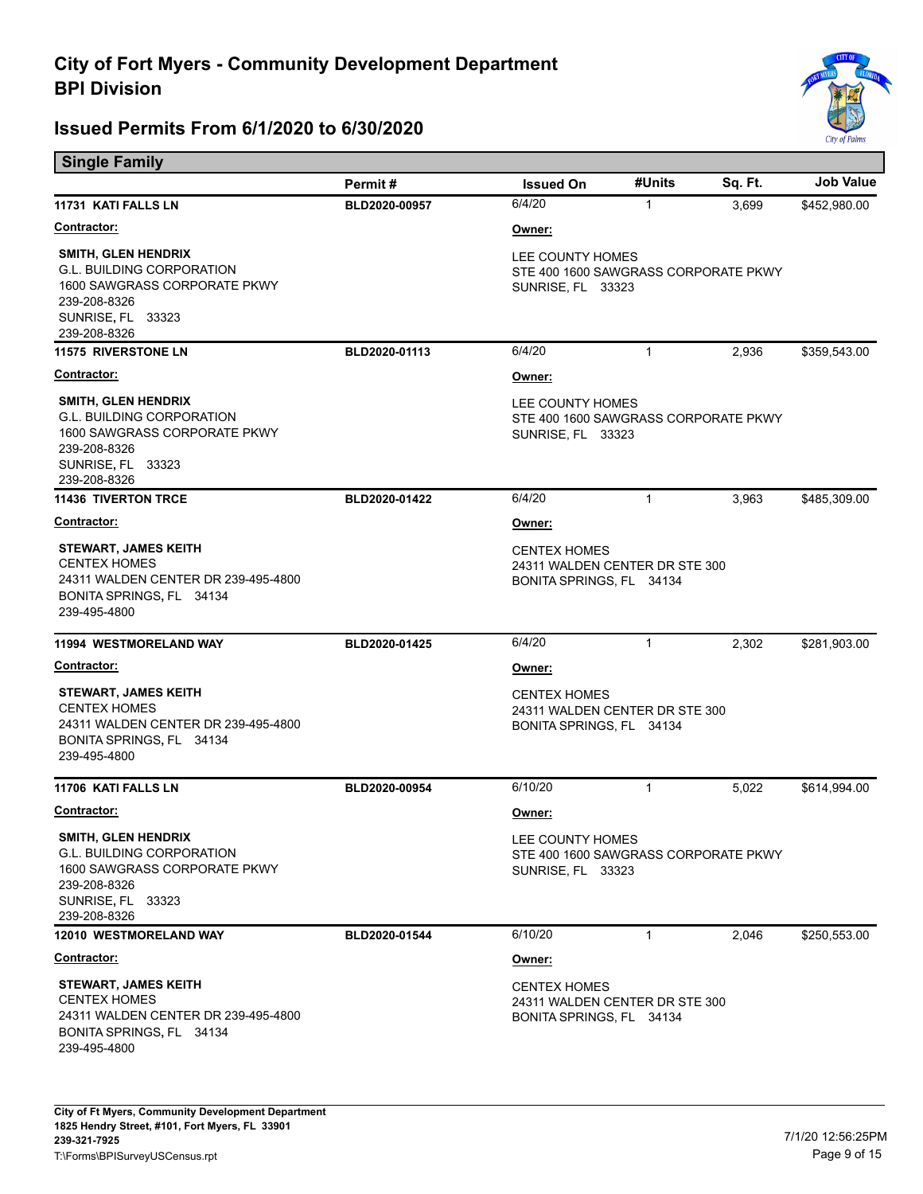# City of Fort Myers - Community Development Department

## BPI Division

### Issued Permits From 6/1/2020 to 6/30/2020

**Single Family**

| | Permit # | Issued On | #Units | Sq. Ft. | Job Value |
|---|---|---|---|---|---|
| **11731 KATI FALLS LN** | **BLD2020-00957** | 6/4/20 | 1 | 3,699 | $452,980.00 |
| **11575 RIVERSTONE LN** | **BLD2020-01113** | 6/4/20 | 1 | 2,936 | $359,543.00 |
| **11436 TIVERTON TRCE** | **BLD2020-01422** | 6/4/20 | 1 | 3,963 | $485,309.00 |
| **11994 WESTMORELAND WAY** | **BLD2020-01425** | 6/4/20 | 1 | 2,302 | $281,903.00 |
| **11706 KATI FALLS LN** | **BLD2020-00954** | 6/10/20 | 1 | 5,022 | $614,994.00 |
| **12010 WESTMORELAND WAY** | **BLD2020-01544** | 6/10/20 | 1 | 2,046 | $250,553.00 |

**11731 KATI FALLS LN** — BLD2020-00957

**Contractor:**
**SMITH, GLEN HENDRIX**
G.L. BUILDING CORPORATION
1600 SAWGRASS CORPORATE PKWY
239-208-8326
SUNRISE, FL 33323
239-208-8326

**Owner:**
LEE COUNTY HOMES
STE 400 1600 SAWGRASS CORPORATE PKWY
SUNRISE, FL 33323

**11575 RIVERSTONE LN** — BLD2020-01113

**Contractor:**
**SMITH, GLEN HENDRIX**
G.L. BUILDING CORPORATION
1600 SAWGRASS CORPORATE PKWY
239-208-8326
SUNRISE, FL 33323
239-208-8326

**Owner:**
LEE COUNTY HOMES
STE 400 1600 SAWGRASS CORPORATE PKWY
SUNRISE, FL 33323

**11436 TIVERTON TRCE** — BLD2020-01422

**Contractor:**
**STEWART, JAMES KEITH**
CENTEX HOMES
24311 WALDEN CENTER DR 239-495-4800
BONITA SPRINGS, FL 34134
239-495-4800

**Owner:**
CENTEX HOMES
24311 WALDEN CENTER DR STE 300
BONITA SPRINGS, FL 34134

**11994 WESTMORELAND WAY** — BLD2020-01425

**Contractor:**
**STEWART, JAMES KEITH**
CENTEX HOMES
24311 WALDEN CENTER DR 239-495-4800
BONITA SPRINGS, FL 34134
239-495-4800

**Owner:**
CENTEX HOMES
24311 WALDEN CENTER DR STE 300
BONITA SPRINGS, FL 34134

**11706 KATI FALLS LN** — BLD2020-00954

**Contractor:**
**SMITH, GLEN HENDRIX**
G.L. BUILDING CORPORATION
1600 SAWGRASS CORPORATE PKWY
239-208-8326
SUNRISE, FL 33323
239-208-8326

**Owner:**
LEE COUNTY HOMES
STE 400 1600 SAWGRASS CORPORATE PKWY
SUNRISE, FL 33323

**12010 WESTMORELAND WAY** — BLD2020-01544

**Contractor:**
**STEWART, JAMES KEITH**
CENTEX HOMES
24311 WALDEN CENTER DR 239-495-4800
BONITA SPRINGS, FL 34134
239-495-4800

**Owner:**
CENTEX HOMES
24311 WALDEN CENTER DR STE 300
BONITA SPRINGS, FL 34134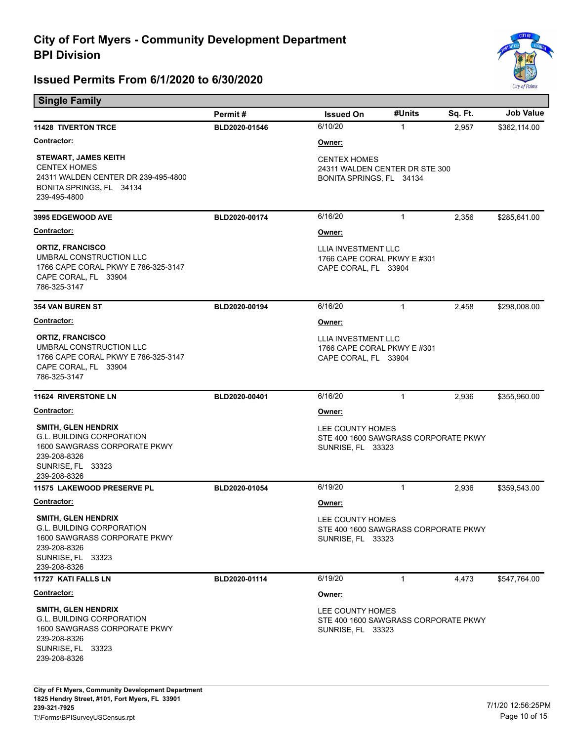# City of Fort Myers - Community Development Department
# BPI Division

## Issued Permits From 6/1/2020 to 6/30/2020

### Single Family

| | Permit # | Issued On | #Units | Sq. Ft. | Job Value |
|---|---|---|---|---|---|
| **11428 TIVERTON TRCE** | BLD2020-01546 | 6/10/20 | 1 | 2,957 | $362,114.00 |
| **3995 EDGEWOOD AVE** | BLD2020-00174 | 6/16/20 | 1 | 2,356 | $285,641.00 |
| **354 VAN BUREN ST** | BLD2020-00194 | 6/16/20 | 1 | 2,458 | $298,008.00 |
| **11624 RIVERSTONE LN** | BLD2020-00401 | 6/16/20 | 1 | 2,936 | $355,960.00 |
| **11575 LAKEWOOD PRESERVE PL** | BLD2020-01054 | 6/19/20 | 1 | 2,936 | $359,543.00 |
| **11727 KATI FALLS LN** | BLD2020-01114 | 6/19/20 | 1 | 4,473 | $547,764.00 |

**11428 TIVERTON TRCE**

**Contractor:**
STEWART, JAMES KEITH
CENTEX HOMES
24311 WALDEN CENTER DR 239-495-4800
BONITA SPRINGS, FL 34134
239-495-4800

**Owner:**
CENTEX HOMES
24311 WALDEN CENTER DR STE 300
BONITA SPRINGS, FL 34134

**3995 EDGEWOOD AVE**

**Contractor:**
ORTIZ, FRANCISCO
UMBRAL CONSTRUCTION LLC
1766 CAPE CORAL PKWY E 786-325-3147
CAPE CORAL, FL 33904
786-325-3147

**Owner:**
LLIA INVESTMENT LLC
1766 CAPE CORAL PKWY E #301
CAPE CORAL, FL 33904

**354 VAN BUREN ST**

**Contractor:**
ORTIZ, FRANCISCO
UMBRAL CONSTRUCTION LLC
1766 CAPE CORAL PKWY E 786-325-3147
CAPE CORAL, FL 33904
786-325-3147

**Owner:**
LLIA INVESTMENT LLC
1766 CAPE CORAL PKWY E #301
CAPE CORAL, FL 33904

**11624 RIVERSTONE LN**

**Contractor:**
SMITH, GLEN HENDRIX
G.L. BUILDING CORPORATION
1600 SAWGRASS CORPORATE PKWY
239-208-8326
SUNRISE, FL 33323
239-208-8326

**Owner:**
LEE COUNTY HOMES
STE 400 1600 SAWGRASS CORPORATE PKWY
SUNRISE, FL 33323

**11575 LAKEWOOD PRESERVE PL**

**Contractor:**
SMITH, GLEN HENDRIX
G.L. BUILDING CORPORATION
1600 SAWGRASS CORPORATE PKWY
239-208-8326
SUNRISE, FL 33323
239-208-8326

**Owner:**
LEE COUNTY HOMES
STE 400 1600 SAWGRASS CORPORATE PKWY
SUNRISE, FL 33323

**11727 KATI FALLS LN**

**Contractor:**
SMITH, GLEN HENDRIX
G.L. BUILDING CORPORATION
1600 SAWGRASS CORPORATE PKWY
239-208-8326
SUNRISE, FL 33323
239-208-8326

**Owner:**
LEE COUNTY HOMES
STE 400 1600 SAWGRASS CORPORATE PKWY
SUNRISE, FL 33323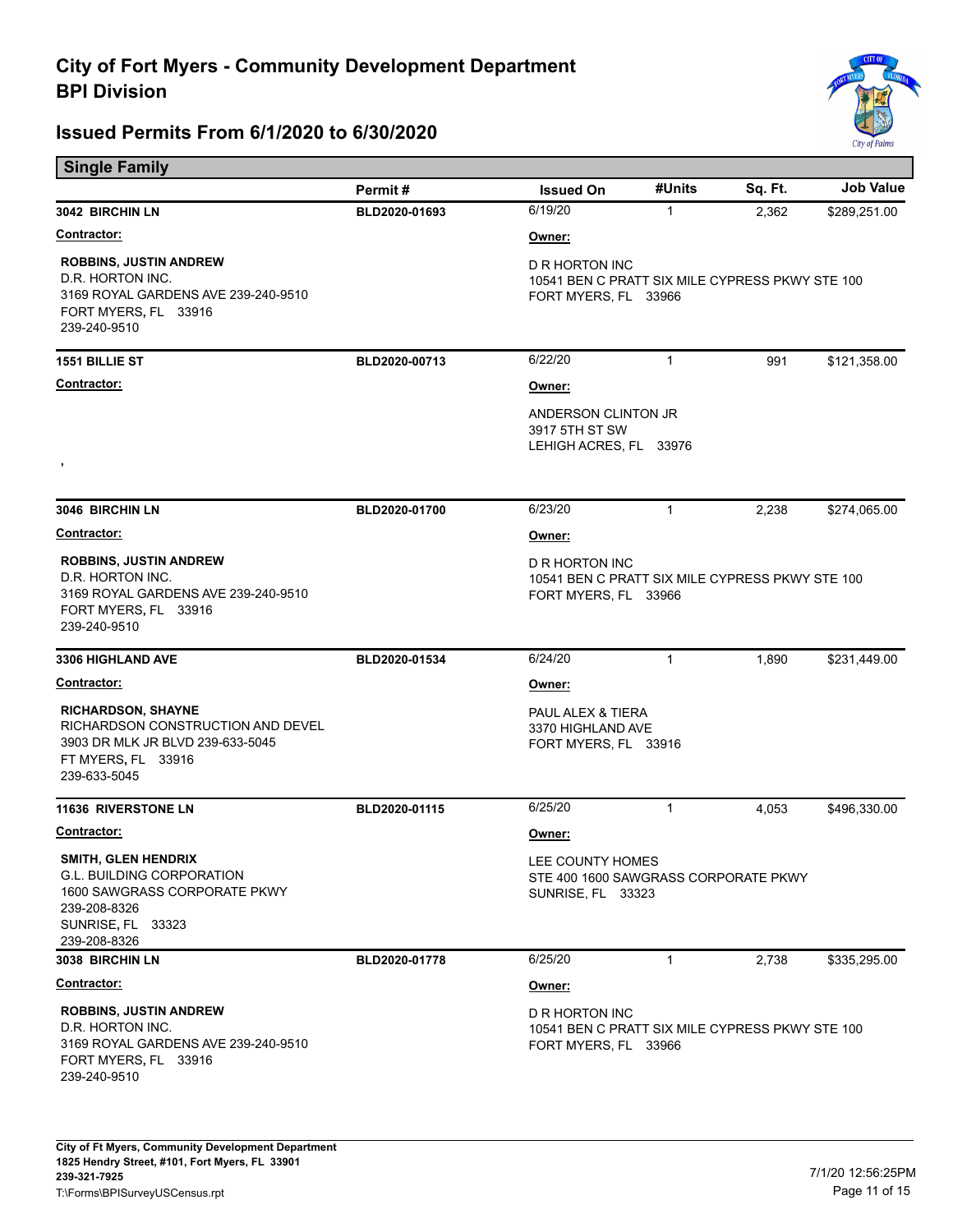# City of Fort Myers - Community Development Department
# BPI Division

## Issued Permits From 6/1/2020 to 6/30/2020

### Single Family

| | Permit # | Issued On | #Units | Sq. Ft. | Job Value |
|---|---|---|---|---|---|
| **3042 BIRCHIN LN** | BLD2020-01693 | 6/19/20 | 1 | 2,362 | $289,251.00 |

**Contractor:**
**ROBBINS, JUSTIN ANDREW**
D.R. HORTON INC.
3169 ROYAL GARDENS AVE 239-240-9510
FORT MYERS, FL 33916
239-240-9510

**Owner:**
D R HORTON INC
10541 BEN C PRATT SIX MILE CYPRESS PKWY STE 100
FORT MYERS, FL 33966

| | Permit # | Issued On | #Units | Sq. Ft. | Job Value |
|---|---|---|---|---|---|
| **1551 BILLIE ST** | BLD2020-00713 | 6/22/20 | 1 | 991 | $121,358.00 |

**Contractor:**
,

**Owner:**
ANDERSON CLINTON JR
3917 5TH ST SW
LEHIGH ACRES, FL 33976

| | Permit # | Issued On | #Units | Sq. Ft. | Job Value |
|---|---|---|---|---|---|
| **3046 BIRCHIN LN** | BLD2020-01700 | 6/23/20 | 1 | 2,238 | $274,065.00 |

**Contractor:**
**ROBBINS, JUSTIN ANDREW**
D.R. HORTON INC.
3169 ROYAL GARDENS AVE 239-240-9510
FORT MYERS, FL 33916
239-240-9510

**Owner:**
D R HORTON INC
10541 BEN C PRATT SIX MILE CYPRESS PKWY STE 100
FORT MYERS, FL 33966

| | Permit # | Issued On | #Units | Sq. Ft. | Job Value |
|---|---|---|---|---|---|
| **3306 HIGHLAND AVE** | BLD2020-01534 | 6/24/20 | 1 | 1,890 | $231,449.00 |

**Contractor:**
**RICHARDSON, SHAYNE**
RICHARDSON CONSTRUCTION AND DEVEL
3903 DR MLK JR BLVD 239-633-5045
FT MYERS, FL 33916
239-633-5045

**Owner:**
PAUL ALEX & TIERA
3370 HIGHLAND AVE
FORT MYERS, FL 33916

| | Permit # | Issued On | #Units | Sq. Ft. | Job Value |
|---|---|---|---|---|---|
| **11636 RIVERSTONE LN** | BLD2020-01115 | 6/25/20 | 1 | 4,053 | $496,330.00 |

**Contractor:**
**SMITH, GLEN HENDRIX**
G.L. BUILDING CORPORATION
1600 SAWGRASS CORPORATE PKWY
239-208-8326
SUNRISE, FL 33323
239-208-8326

**Owner:**
LEE COUNTY HOMES
STE 400 1600 SAWGRASS CORPORATE PKWY
SUNRISE, FL 33323

| | Permit # | Issued On | #Units | Sq. Ft. | Job Value |
|---|---|---|---|---|---|
| **3038 BIRCHIN LN** | BLD2020-01778 | 6/25/20 | 1 | 2,738 | $335,295.00 |

**Contractor:**
**ROBBINS, JUSTIN ANDREW**
D.R. HORTON INC.
3169 ROYAL GARDENS AVE 239-240-9510
FORT MYERS, FL 33916
239-240-9510

**Owner:**
D R HORTON INC
10541 BEN C PRATT SIX MILE CYPRESS PKWY STE 100
FORT MYERS, FL 33966

City of Ft Myers, Community Development Department
1825 Hendry Street, #101, Fort Myers, FL 33901
239-321-7925
T:\Forms\BPISurveyUSCensus.rpt

7/1/20 12:56:25PM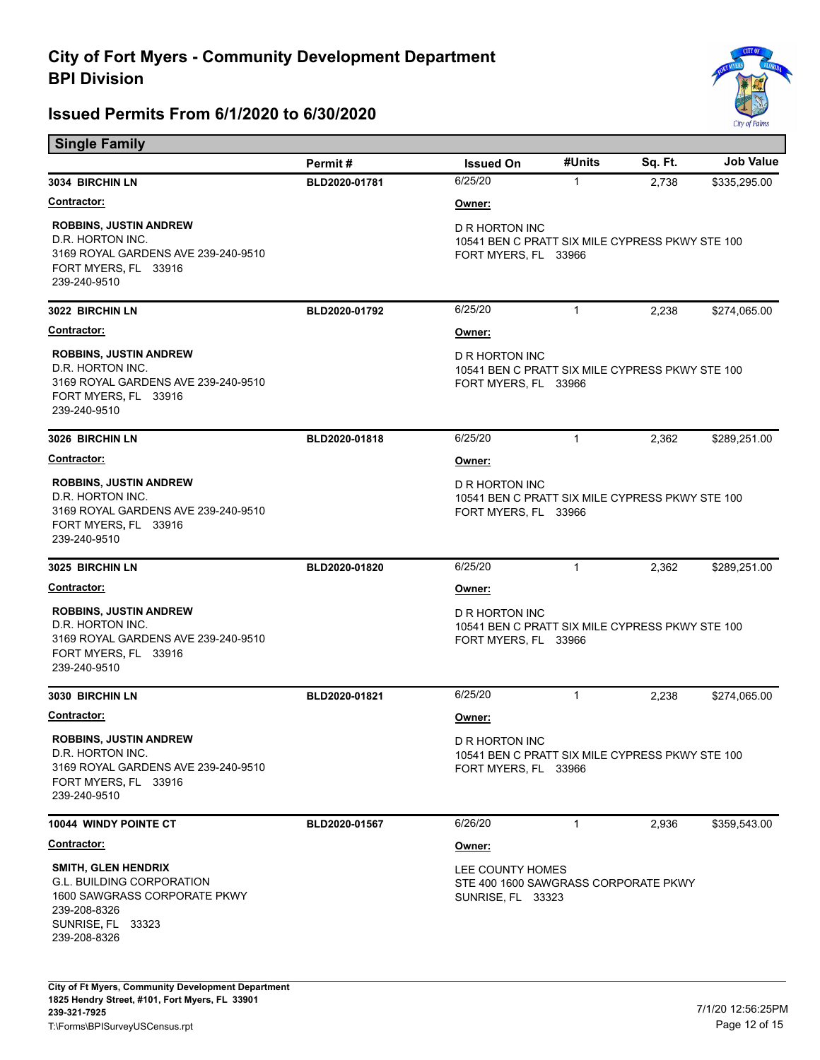# City of Fort Myers - Community Development Department
# BPI Division

## Issued Permits From 6/1/2020 to 6/30/2020

### Single Family

| | Permit # | Issued On | #Units | Sq. Ft. | Job Value |
|---|---|---|---|---|---|
| **3034 BIRCHIN LN** | BLD2020-01781 | 6/25/20 | 1 | 2,738 | $335,295.00 |

**Contractor:**
**ROBBINS, JUSTIN ANDREW**
D.R. HORTON INC.
3169 ROYAL GARDENS AVE 239-240-9510
FORT MYERS, FL 33916
239-240-9510

**Owner:**
D R HORTON INC
10541 BEN C PRATT SIX MILE CYPRESS PKWY STE 100
FORT MYERS, FL 33966

| | Permit # | Issued On | #Units | Sq. Ft. | Job Value |
|---|---|---|---|---|---|
| **3022 BIRCHIN LN** | BLD2020-01792 | 6/25/20 | 1 | 2,238 | $274,065.00 |

**Contractor:**
**ROBBINS, JUSTIN ANDREW**
D.R. HORTON INC.
3169 ROYAL GARDENS AVE 239-240-9510
FORT MYERS, FL 33916
239-240-9510

**Owner:**
D R HORTON INC
10541 BEN C PRATT SIX MILE CYPRESS PKWY STE 100
FORT MYERS, FL 33966

| | Permit # | Issued On | #Units | Sq. Ft. | Job Value |
|---|---|---|---|---|---|
| **3026 BIRCHIN LN** | BLD2020-01818 | 6/25/20 | 1 | 2,362 | $289,251.00 |

**Contractor:**
**ROBBINS, JUSTIN ANDREW**
D.R. HORTON INC.
3169 ROYAL GARDENS AVE 239-240-9510
FORT MYERS, FL 33916
239-240-9510

**Owner:**
D R HORTON INC
10541 BEN C PRATT SIX MILE CYPRESS PKWY STE 100
FORT MYERS, FL 33966

| | Permit # | Issued On | #Units | Sq. Ft. | Job Value |
|---|---|---|---|---|---|
| **3025 BIRCHIN LN** | BLD2020-01820 | 6/25/20 | 1 | 2,362 | $289,251.00 |

**Contractor:**
**ROBBINS, JUSTIN ANDREW**
D.R. HORTON INC.
3169 ROYAL GARDENS AVE 239-240-9510
FORT MYERS, FL 33916
239-240-9510

**Owner:**
D R HORTON INC
10541 BEN C PRATT SIX MILE CYPRESS PKWY STE 100
FORT MYERS, FL 33966

| | Permit # | Issued On | #Units | Sq. Ft. | Job Value |
|---|---|---|---|---|---|
| **3030 BIRCHIN LN** | BLD2020-01821 | 6/25/20 | 1 | 2,238 | $274,065.00 |

**Contractor:**
**ROBBINS, JUSTIN ANDREW**
D.R. HORTON INC.
3169 ROYAL GARDENS AVE 239-240-9510
FORT MYERS, FL 33916
239-240-9510

**Owner:**
D R HORTON INC
10541 BEN C PRATT SIX MILE CYPRESS PKWY STE 100
FORT MYERS, FL 33966

| | Permit # | Issued On | #Units | Sq. Ft. | Job Value |
|---|---|---|---|---|---|
| **10044 WINDY POINTE CT** | BLD2020-01567 | 6/26/20 | 1 | 2,936 | $359,543.00 |

**Contractor:**
**SMITH, GLEN HENDRIX**
G.L. BUILDING CORPORATION
1600 SAWGRASS CORPORATE PKWY
239-208-8326
SUNRISE, FL 33323
239-208-8326

**Owner:**
LEE COUNTY HOMES
STE 400 1600 SAWGRASS CORPORATE PKWY
SUNRISE, FL 33323

City of Ft Myers, Community Development Department
1825 Hendry Street, #101, Fort Myers, FL 33901
239-321-7925
T:\Forms\BPISurveyUSCensus.rpt

7/1/20 12:56:25PM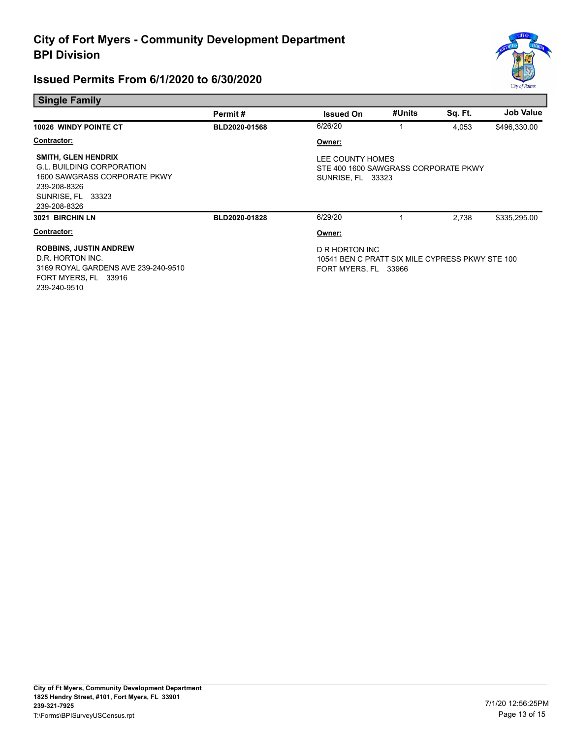# City of Fort Myers - Community Development Department
## BPI Division

## Issued Permits From 6/1/2020 to 6/30/2020

### Single Family

| | Permit # | Issued On | #Units | Sq. Ft. | Job Value |
|---|---|---|---|---|---|
| **10026 WINDY POINTE CT** | **BLD2020-01568** | 6/26/20 | 1 | 4,053 | $496,330.00 |

**Contractor:**

**SMITH, GLEN HENDRIX**
G.L. BUILDING CORPORATION
1600 SAWGRASS CORPORATE PKWY
239-208-8326
SUNRISE, FL 33323
239-208-8326

**Owner:**

LEE COUNTY HOMES
STE 400 1600 SAWGRASS CORPORATE PKWY
SUNRISE, FL 33323

| | Permit # | Issued On | #Units | Sq. Ft. | Job Value |
|---|---|---|---|---|---|
| **3021 BIRCHIN LN** | **BLD2020-01828** | 6/29/20 | 1 | 2,738 | $335,295.00 |

**Contractor:**

**ROBBINS, JUSTIN ANDREW**
D.R. HORTON INC.
3169 ROYAL GARDENS AVE 239-240-9510
FORT MYERS, FL 33916
239-240-9510

**Owner:**

D R HORTON INC
10541 BEN C PRATT SIX MILE CYPRESS PKWY STE 100
FORT MYERS, FL 33966

**City of Ft Myers, Community Development Department**
**1825 Hendry Street, #101, Fort Myers, FL 33901**
**239-321-7925**
T:\Forms\BPISurveyUSCensus.rpt

7/1/20 12:56:25PM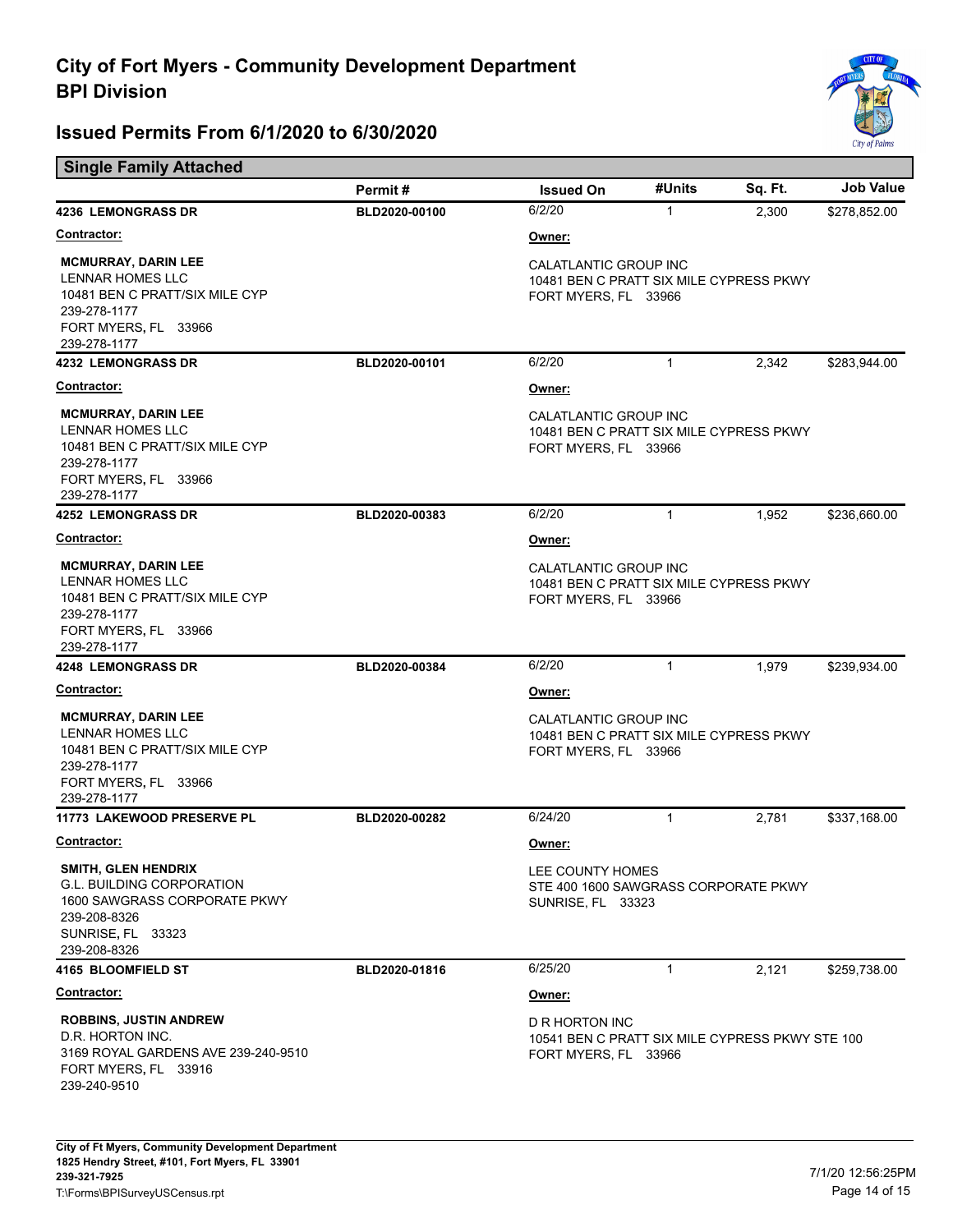# City of Fort Myers - Community Development Department
## BPI Division

## Issued Permits From 6/1/2020 to 6/30/2020

### Single Family Attached

| | Permit # | Issued On | #Units | Sq. Ft. | Job Value |
|---|---|---|---|---|---|
| **4236 LEMONGRASS DR** | **BLD2020-00100** | 6/2/20 | 1 | 2,300 | $278,852.00 |
| **4232 LEMONGRASS DR** | **BLD2020-00101** | 6/2/20 | 1 | 2,342 | $283,944.00 |
| **4252 LEMONGRASS DR** | **BLD2020-00383** | 6/2/20 | 1 | 1,952 | $236,660.00 |
| **4248 LEMONGRASS DR** | **BLD2020-00384** | 6/2/20 | 1 | 1,979 | $239,934.00 |
| **11773 LAKEWOOD PRESERVE PL** | **BLD2020-00282** | 6/24/20 | 1 | 2,781 | $337,168.00 |
| **4165 BLOOMFIELD ST** | **BLD2020-01816** | 6/25/20 | 1 | 2,121 | $259,738.00 |

**4236 LEMONGRASS DR** — BLD2020-00100

**Contractor:**
**MCMURRAY, DARIN LEE**
LENNAR HOMES LLC
10481 BEN C PRATT/SIX MILE CYP
239-278-1177
FORT MYERS, FL 33966
239-278-1177

**Owner:**
CALATLANTIC GROUP INC
10481 BEN C PRATT SIX MILE CYPRESS PKWY
FORT MYERS, FL 33966

**4232 LEMONGRASS DR** — BLD2020-00101

**Contractor:**
**MCMURRAY, DARIN LEE**
LENNAR HOMES LLC
10481 BEN C PRATT/SIX MILE CYP
239-278-1177
FORT MYERS, FL 33966
239-278-1177

**Owner:**
CALATLANTIC GROUP INC
10481 BEN C PRATT SIX MILE CYPRESS PKWY
FORT MYERS, FL 33966

**4252 LEMONGRASS DR** — BLD2020-00383

**Contractor:**
**MCMURRAY, DARIN LEE**
LENNAR HOMES LLC
10481 BEN C PRATT/SIX MILE CYP
239-278-1177
FORT MYERS, FL 33966
239-278-1177

**Owner:**
CALATLANTIC GROUP INC
10481 BEN C PRATT SIX MILE CYPRESS PKWY
FORT MYERS, FL 33966

**4248 LEMONGRASS DR** — BLD2020-00384

**Contractor:**
**MCMURRAY, DARIN LEE**
LENNAR HOMES LLC
10481 BEN C PRATT/SIX MILE CYP
239-278-1177
FORT MYERS, FL 33966
239-278-1177

**Owner:**
CALATLANTIC GROUP INC
10481 BEN C PRATT SIX MILE CYPRESS PKWY
FORT MYERS, FL 33966

**11773 LAKEWOOD PRESERVE PL** — BLD2020-00282

**Contractor:**
**SMITH, GLEN HENDRIX**
G.L. BUILDING CORPORATION
1600 SAWGRASS CORPORATE PKWY
239-208-8326
SUNRISE, FL 33323
239-208-8326

**Owner:**
LEE COUNTY HOMES
STE 400 1600 SAWGRASS CORPORATE PKWY
SUNRISE, FL 33323

**4165 BLOOMFIELD ST** — BLD2020-01816

**Contractor:**
**ROBBINS, JUSTIN ANDREW**
D.R. HORTON INC.
3169 ROYAL GARDENS AVE 239-240-9510
FORT MYERS, FL 33916
239-240-9510

**Owner:**
D R HORTON INC
10541 BEN C PRATT SIX MILE CYPRESS PKWY STE 100
FORT MYERS, FL 33966

City of Ft Myers, Community Development Department
1825 Hendry Street, #101, Fort Myers, FL 33901
239-321-7925
T:\Forms\BPISurveyUSCensus.rpt

7/1/20 12:56:25PM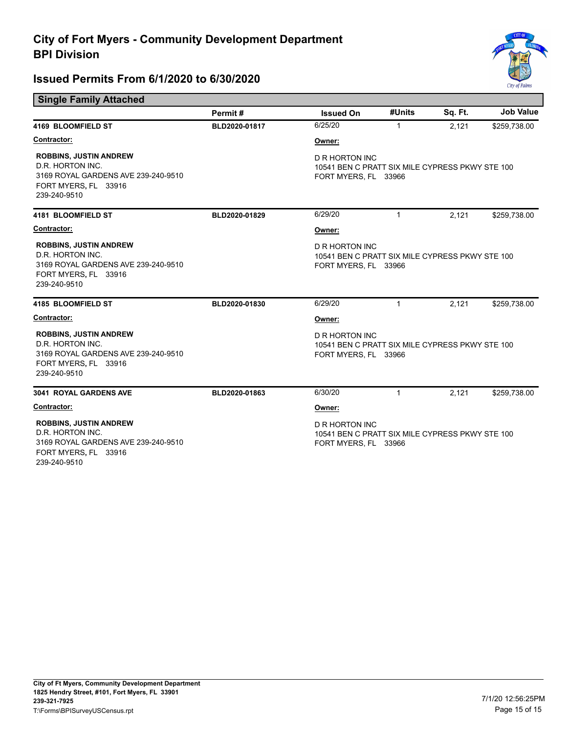## City of Fort Myers - Community Development Department
## BPI Division

### Issued Permits From 6/1/2020 to 6/30/2020

### Single Family Attached

| | Permit # | Issued On | #Units | Sq. Ft. | Job Value |
|---|---|---|---|---|---|
| **4169 BLOOMFIELD ST** | BLD2020-01817 | 6/25/20 | 1 | 2,121 | $259,738.00 |

**Contractor:**

**ROBBINS, JUSTIN ANDREW**
D.R. HORTON INC.
3169 ROYAL GARDENS AVE 239-240-9510
FORT MYERS, FL 33916
239-240-9510

**Owner:**

D R HORTON INC
10541 BEN C PRATT SIX MILE CYPRESS PKWY STE 100
FORT MYERS, FL 33966

| | Permit # | Issued On | #Units | Sq. Ft. | Job Value |
|---|---|---|---|---|---|
| **4181 BLOOMFIELD ST** | BLD2020-01829 | 6/29/20 | 1 | 2,121 | $259,738.00 |

**Contractor:**

**ROBBINS, JUSTIN ANDREW**
D.R. HORTON INC.
3169 ROYAL GARDENS AVE 239-240-9510
FORT MYERS, FL 33916
239-240-9510

**Owner:**

D R HORTON INC
10541 BEN C PRATT SIX MILE CYPRESS PKWY STE 100
FORT MYERS, FL 33966

| | Permit # | Issued On | #Units | Sq. Ft. | Job Value |
|---|---|---|---|---|---|
| **4185 BLOOMFIELD ST** | BLD2020-01830 | 6/29/20 | 1 | 2,121 | $259,738.00 |

**Contractor:**

**ROBBINS, JUSTIN ANDREW**
D.R. HORTON INC.
3169 ROYAL GARDENS AVE 239-240-9510
FORT MYERS, FL 33916
239-240-9510

**Owner:**

D R HORTON INC
10541 BEN C PRATT SIX MILE CYPRESS PKWY STE 100
FORT MYERS, FL 33966

| | Permit # | Issued On | #Units | Sq. Ft. | Job Value |
|---|---|---|---|---|---|
| **3041 ROYAL GARDENS AVE** | BLD2020-01863 | 6/30/20 | 1 | 2,121 | $259,738.00 |

**Contractor:**

**ROBBINS, JUSTIN ANDREW**
D.R. HORTON INC.
3169 ROYAL GARDENS AVE 239-240-9510
FORT MYERS, FL 33916
239-240-9510

**Owner:**

D R HORTON INC
10541 BEN C PRATT SIX MILE CYPRESS PKWY STE 100
FORT MYERS, FL 33966